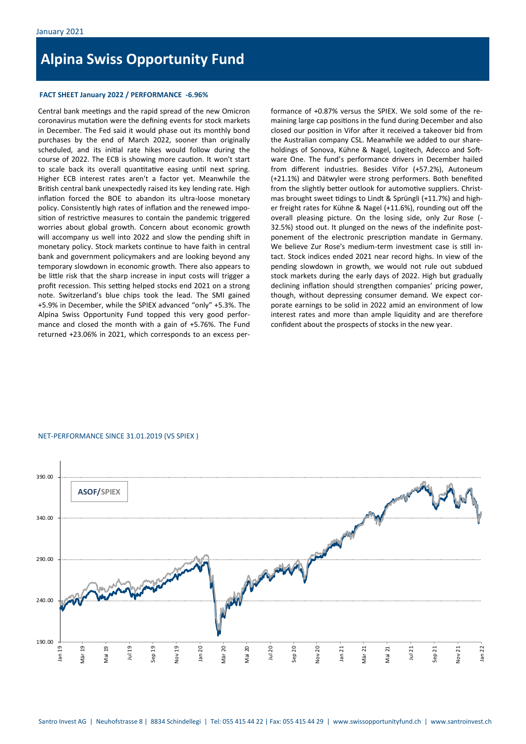January 2021

# Alpina Swiss Opportunity Fund

**FACT SHEET January 2022 / PERFORMANCE -6.96%**

Central bank meetings and the rapid spread of the new Omicron coronavirus mutation were the defining events for stock markets in December. The Fed said it would phase out its monthly bond purchases by the end of March 2022, sooner than originally scheduled, and its initial rate hikes would follow during the course of 2022. The ECB is showing more caution. It won't start to scale back its overall quantitative easing until next spring. Higher ECB interest rates aren't a factor yet. Meanwhile the British central bank unexpectedly raised its key lending rate. High inflation forced the BOE to abandon its ultra-loose monetary policy. Consistently high rates of inflation and the renewed imposition of restrictive measures to contain the pandemic triggered worries about global growth. Concern about economic growth will accompany us well into 2022 and slow the pending shift in monetary policy. Stock markets continue to have faith in central bank and government policymakers and are looking beyond any temporary slowdown in economic growth. There also appears to be little risk that the sharp increase in input costs will trigger a profit recession. This setting helped stocks end 2021 on a strong note. Switzerland's blue chips took the lead. The SMI gained +5.9% in December, while the SPIEX advanced "only" +5.3%. The Alpina Swiss Opportunity Fund topped this very good performance and closed the month with a gain of +5.76%. The Fund returned +23.06% in 2021, which corresponds to an excess performance of +0.87% versus the SPIEX. We sold some of the remaining large cap positions in the fund during December and also closed our position in Vifor after it received a takeover bid from the Australian company CSL. Meanwhile we added to our shareholdings of Sonova, Kühne & Nagel, Logitech, Adecco and Software One. The fund's performance drivers in December hailed from different industries. Besides Vifor (+57.2%), Autoneum (+21.1%) and Dätwyler were strong performers. Both benefited from the slightly better outlook for automotive suppliers. Christmas brought sweet tidings to Lindt & Sprüngli (+11.7%) and higher freight rates for Kühne & Nagel (+11.6%), rounding out off the overall pleasing picture. On the losing side, only Zur Rose (-32.5%) stood out. It plunged on the news of the indefinite postponement of the electronic prescription mandate in Germany. We believe Zur Rose's medium-term investment case is still intact. Stock indices ended 2021 near record highs. In view of the pending slowdown in growth, we would not rule out subdued stock markets during the early days of 2022. High but gradually declining inflation should strengthen companies' pricing power, though, without depressing consumer demand. We expect corporate earnings to be solid in 2022 amid an environment of low interest rates and more than ample liquidity and are therefore confident about the prospects of stocks in the new year.

NET-PERFORMANCE SINCE 31.01.2019 (VS SPIEX )

ASOF/SPIEX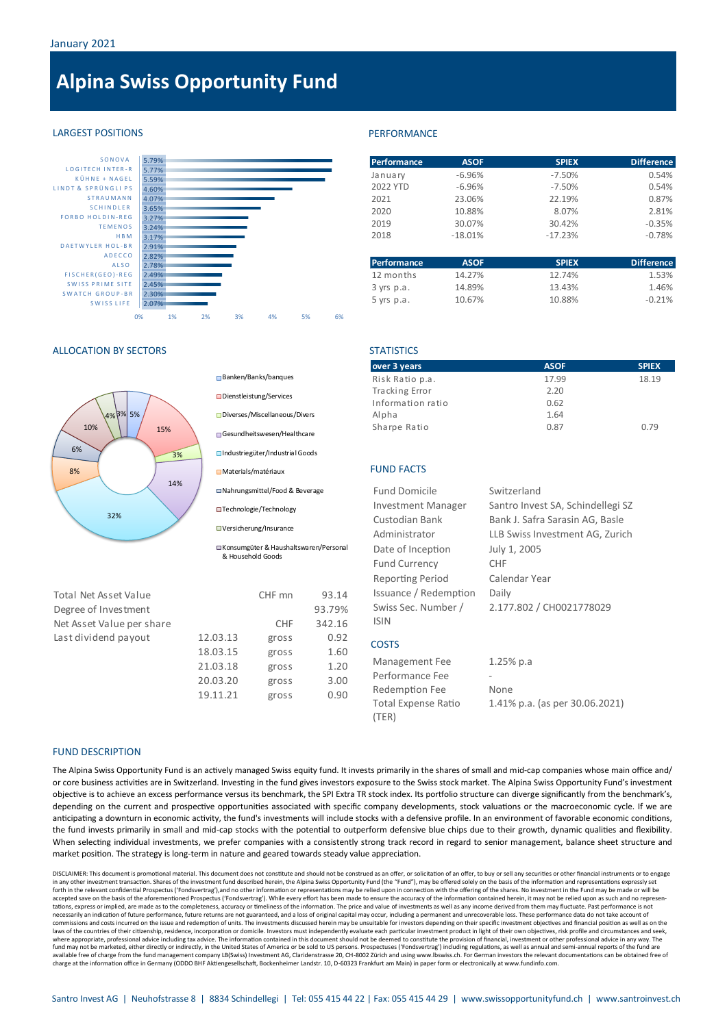January 2021

# Alpina Swiss Opportunity Fund

## LARGEST POSITIONS

SONOVA 5.79%
LOGITECH INTER-R 5.77%
KÜHNE + NAGEL 5.59%
LINDT & SPRÜNGLI PS 4.60%
STRAUMANN 4.07%
SCHINDLER 3.65%
FORBO HOLDIN-REG 3.27%
TEMENOS 3.24%
HBM 3.17%
DAETWYLER HOL-BR 2.91%
ADECCO 2.82%
ALSO 2.78%
FISCHER(GEO)-REG 2.49%
SWISS PRIME SITE 2.45%
SWATCH GROUP-BR 2.30%
SWISS LIFE 2.07%

0% 1% 2% 3% 4% 5% 6%

## PERFORMANCE

| Performance | ASOF | SPIEX | Difference |
|---|---|---|---|
| January | -6.96% | -7.50% | 0.54% |
| 2022 YTD | -6.96% | -7.50% | 0.54% |
| 2021 | 23.06% | 22.19% | 0.87% |
| 2020 | 10.88% | 8.07% | 2.81% |
| 2019 | 30.07% | 30.42% | -0.35% |
| 2018 | -18.01% | -17.23% | -0.78% |

| Performance | ASOF | SPIEX | Difference |
|---|---|---|---|
| 12 months | 14.27% | 12.74% | 1.53% |
| 3 yrs p.a. | 14.89% | 13.43% | 1.46% |
| 5 yrs p.a. | 10.67% | 10.88% | -0.21% |

## ALLOCATION BY SECTORS

5% 15% 3% 14% 32% 8% 6% 10% 4% 3%

- Banken/Banks/banques
- Dienstleistung/Services
- Diverses/Miscellaneous/Divers
- Gesundheitswesen/Healthcare
- Industriegüter/Industrial Goods
- Materials/matériaux
- Nahrungsmittel/Food & Beverage
- Technologie/Technology
- Versicherung/Insurance
- Konsumgüter & Haushaltswaren/Personal & Household Goods

## STATISTICS

| over 3 years | ASOF | SPIEX |
|---|---|---|
| Risk Ratio p.a. | 17.99 | 18.19 |
| Tracking Error | 2.20 | |
| Information ratio | 0.62 | |
| Alpha | 1.64 | |
| Sharpe Ratio | 0.87 | 0.79 |

| | | | |
|---|---|---|---|
| Total Net Asset Value | | CHF mn | 93.14 |
| Degree of Investment | | | 93.79% |
| Net Asset Value per share | | CHF | 342.16 |
| Last dividend payout | 12.03.13 | gross | 0.92 |
| | 18.03.15 | gross | 1.60 |
| | 21.03.18 | gross | 1.20 |
| | 20.03.20 | gross | 3.00 |
| | 19.11.21 | gross | 0.90 |

## FUND FACTS

| | |
|---|---|
| Fund Domicile | Switzerland |
| Investment Manager | Santro Invest SA, Schindellegi SZ |
| Custodian Bank | Bank J. Safra Sarasin AG, Basle |
| Administrator | LLB Swiss Investment AG, Zurich |
| Date of Inception | July 1, 2005 |
| Fund Currency | CHF |
| Reporting Period | Calendar Year |
| Issuance / Redemption | Daily |
| Swiss Sec. Number / ISIN | 2.177.802 / CH0021778029 |

## COSTS

| | |
|---|---|
| Management Fee | 1.25% p.a |
| Performance Fee | - |
| Redemption Fee | None |
| Total Expense Ratio (TER) | 1.41% p.a. (as per 30.06.2021) |

## FUND DESCRIPTION

The Alpina Swiss Opportunity Fund is an actively managed Swiss equity fund. It invests primarily in the shares of small and mid-cap companies whose main office and/ or core business activities are in Switzerland. Investing in the fund gives investors exposure to the Swiss stock market. The Alpina Swiss Opportunity Fund's investment objective is to achieve an excess performance versus its benchmark, the SPI Extra TR stock index. Its portfolio structure can diverge significantly from the benchmark's, depending on the current and prospective opportunities associated with specific company developments, stock valuations or the macroeconomic cycle. If we are anticipating a downturn in economic activity, the fund's investments will include stocks with a defensive profile. In an environment of favorable economic conditions, the fund invests primarily in small and mid-cap stocks with the potential to outperform defensive blue chips due to their growth, dynamic qualities and flexibility. When selecting individual investments, we prefer companies with a consistently strong track record in regard to senior management, balance sheet structure and market position. The strategy is long-term in nature and geared towards steady value appreciation.

DISCLAIMER: This document is promotional material. This document does not constitute and should not be construed as an offer, or solicitation of an offer, to buy or sell any securities or other financial instruments or to engage in any other investment transaction. Shares of the investment fund described herein, the Alpina Swiss Opportunity Fund (the "Fund"), may be offered solely on the basis of the information and representations expressly set forth in the relevant confidential Prospectus ('Fondsvertrag'),and no other information or representations may be relied upon in connection with the offering of the shares. No investment in the Fund may be made or will be accepted save on the basis of the aforementioned Prospectus ('Fondsvertrag'). While every effort has been made to ensure the accuracy of the information contained herein, it may not be relied upon as such and no representations, express or implied, are made as to the completeness, accuracy or timeliness of the information. The price and value of investments as well as any income derived from them may fluctuate. Past performance is not necessarily an indication of future performance, future returns are not guaranteed, and a loss of original capital may occur, including a permanent and unrecoverable loss. These performance data do not take account of commissions and costs incurred on the issue and redemption of units. The investments discussed herein may be unsuitable for investors depending on their specific investment objectives and financial position as well as on the laws of the countries of their citizenship, residence, incorporation or domicile. Investors must independently evaluate each particular investment product in light of their own objectives, risk profile and circumstances and seek, where appropriate, professional advice including tax advice. The information contained in this document should not be deemed to constitute the provision of financial, investment or other professional advice in any way. The fund may not be marketed, either directly or indirectly, in the United States of America or be sold to US persons. Prospectuses ('Fondsvertrag') including regulations, as well as annual and semi-annual reports of the fund are available free of charge from the fund management company LB(Swiss) Investment AG, Claridenstrasse 20, CH-8002 Zürich and using www.lbswiss.ch. For German investors the relevant documentations can be obtained free of charge at the information office in Germany (ODDO BHF Aktiengesellschaft, Bockenheimer Landstr. 10, D-60323 Frankfurt am Main) in paper form or electronically at www.fundinfo.com.

Santro Invest AG | Neuhofstrasse 8 | 8834 Schindellegi | Tel: 055 415 44 22 | Fax: 055 415 44 29 | www.swissopportunityfund.ch | www.santroinvest.ch